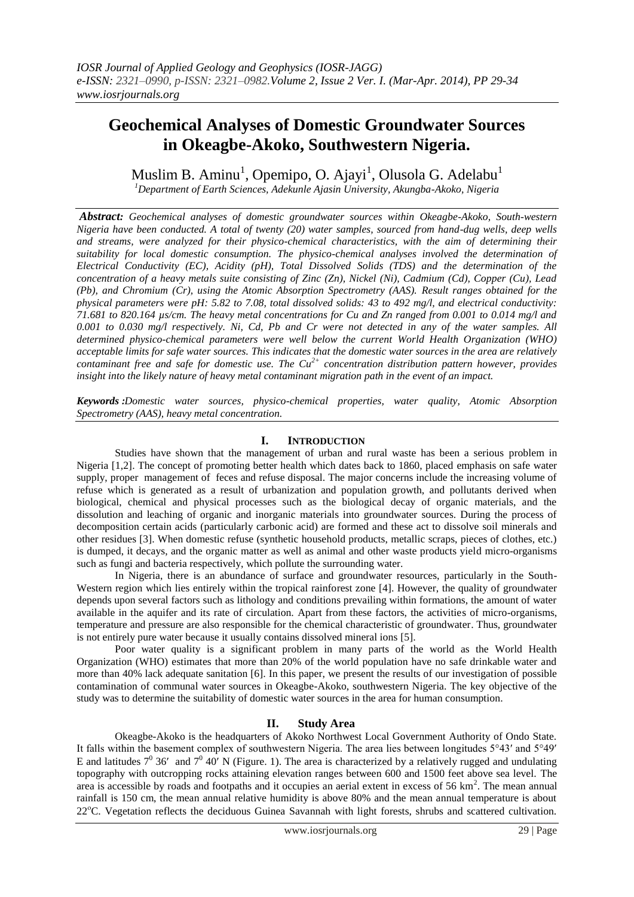# Geochemical Analyses of Domestic Groundwater Sources in Okeagbe-Akoko, Southwestern Nigeria.

Muslim B. Aminu[1], Opemipo, O. Ajayi[1], Olusola G. Adelabu[1]

[1]Department of Earth Sciences, Adekunle Ajasin University, Akungba-Akoko, Nigeria

***Abstract:*** *Geochemical analyses of domestic groundwater sources within Okeagbe-Akoko, South-western Nigeria have been conducted. A total of twenty (20) water samples, sourced from hand-dug wells, deep wells and streams, were analyzed for their physico-chemical characteristics, with the aim of determining their suitability for local domestic consumption. The physico-chemical analyses involved the determination of Electrical Conductivity (EC), Acidity (pH), Total Dissolved Solids (TDS) and the determination of the concentration of a heavy metals suite consisting of Zinc (Zn), Nickel (Ni), Cadmium (Cd), Copper (Cu), Lead (Pb), and Chromium (Cr), using the Atomic Absorption Spectrometry (AAS). Result ranges obtained for the physical parameters were pH: 5.82 to 7.08, total dissolved solids: 43 to 492 mg/l, and electrical conductivity: 71.681 to 820.164 µs/cm. The heavy metal concentrations for Cu and Zn ranged from 0.001 to 0.014 mg/l and 0.001 to 0.030 mg/l respectively. Ni, Cd, Pb and Cr were not detected in any of the water samples. All determined physico-chemical parameters were well below the current World Health Organization (WHO) acceptable limits for safe water sources. This indicates that the domestic water sources in the area are relatively contaminant free and safe for domestic use. The $Cu^{2+}$ concentration distribution pattern however, provides insight into the likely nature of heavy metal contaminant migration path in the event of an impact.*

***Keywords :*** *Domestic water sources, physico-chemical properties, water quality, Atomic Absorption Spectrometry (AAS), heavy metal concentration.*

## I. INTRODUCTION

Studies have shown that the management of urban and rural waste has been a serious problem in Nigeria [1,2]. The concept of promoting better health which dates back to 1860, placed emphasis on safe water supply, proper management of feces and refuse disposal. The major concerns include the increasing volume of refuse which is generated as a result of urbanization and population growth, and pollutants derived when biological, chemical and physical processes such as the biological decay of organic materials, and the dissolution and leaching of organic and inorganic materials into groundwater sources. During the process of decomposition certain acids (particularly carbonic acid) are formed and these act to dissolve soil minerals and other residues [3]. When domestic refuse (synthetic household products, metallic scraps, pieces of clothes, etc.) is dumped, it decays, and the organic matter as well as animal and other waste products yield micro-organisms such as fungi and bacteria respectively, which pollute the surrounding water.

In Nigeria, there is an abundance of surface and groundwater resources, particularly in the South-Western region which lies entirely within the tropical rainforest zone [4]. However, the quality of groundwater depends upon several factors such as lithology and conditions prevailing within formations, the amount of water available in the aquifer and its rate of circulation. Apart from these factors, the activities of micro-organisms, temperature and pressure are also responsible for the chemical characteristic of groundwater. Thus, groundwater is not entirely pure water because it usually contains dissolved mineral ions [5].

Poor water quality is a significant problem in many parts of the world as the World Health Organization (WHO) estimates that more than 20% of the world population have no safe drinkable water and more than 40% lack adequate sanitation [6]. In this paper, we present the results of our investigation of possible contamination of communal water sources in Okeagbe-Akoko, southwestern Nigeria. The key objective of the study was to determine the suitability of domestic water sources in the area for human consumption.

## II. Study Area

Okeagbe-Akoko is the headquarters of Akoko Northwest Local Government Authority of Ondo State. It falls within the basement complex of southwestern Nigeria. The area lies between longitudes 5°43′ and 5°49′ E and latitudes $7^0$ 36′ and $7^0$ 40′ N (Figure. 1). The area is characterized by a relatively rugged and undulating topography with outcropping rocks attaining elevation ranges between 600 and 1500 feet above sea level. The area is accessible by roads and footpaths and it occupies an aerial extent in excess of 56 $km^2$. The mean annual rainfall is 150 cm, the mean annual relative humidity is above 80% and the mean annual temperature is about 22$^o$C. Vegetation reflects the deciduous Guinea Savannah with light forests, shrubs and scattered cultivation.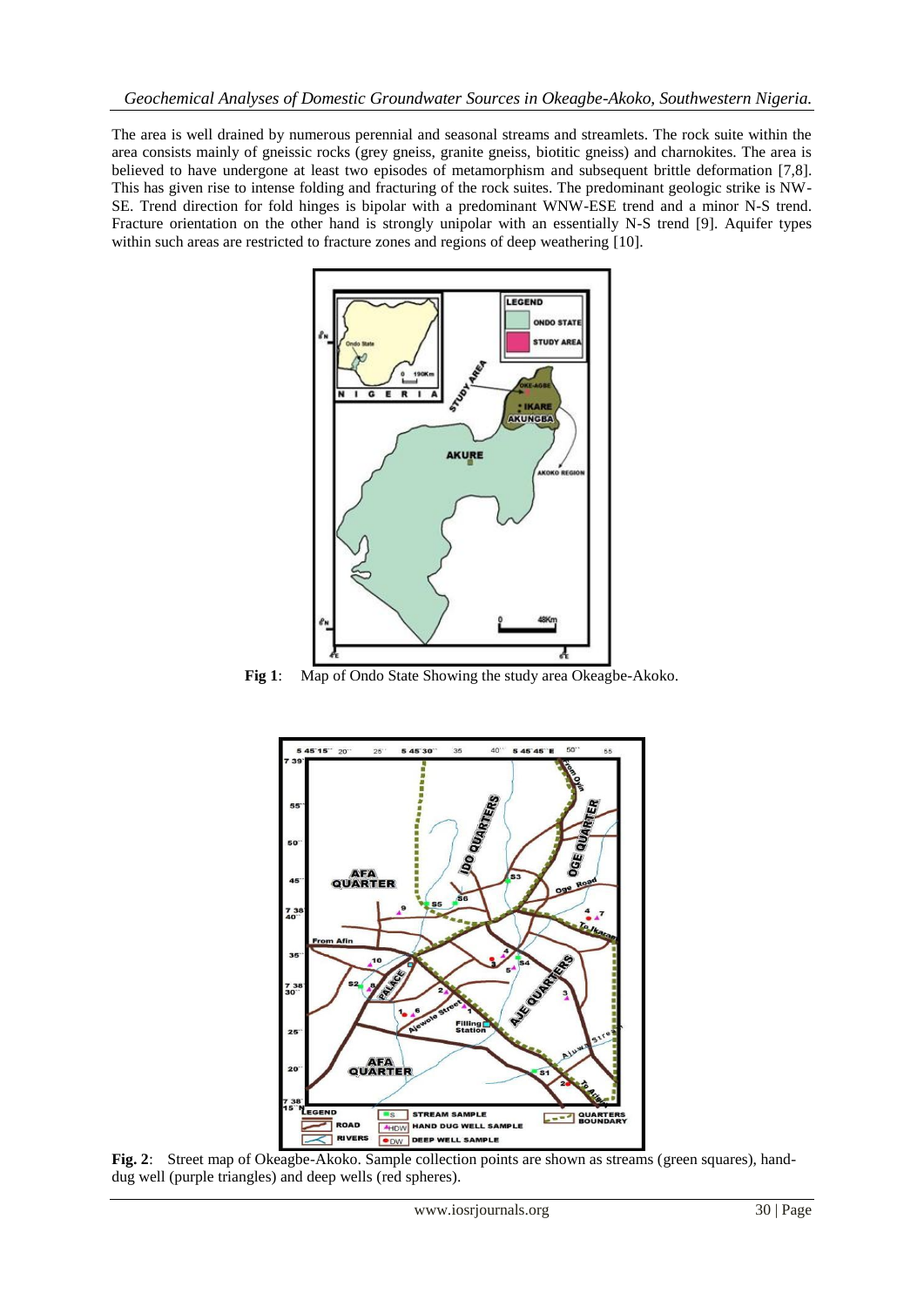The area is well drained by numerous perennial and seasonal streams and streamlets. The rock suite within the area consists mainly of gneissic rocks (grey gneiss, granite gneiss, biotitic gneiss) and charnokites. The area is believed to have undergone at least two episodes of metamorphism and subsequent brittle deformation [7,8]. This has given rise to intense folding and fracturing of the rock suites. The predominant geologic strike is NW-SE. Trend direction for fold hinges is bipolar with a predominant WNW-ESE trend and a minor N-S trend. Fracture orientation on the other hand is strongly unipolar with an essentially N-S trend [9]. Aquifer types within such areas are restricted to fracture zones and regions of deep weathering [10].

**Fig 1**: Map of Ondo State Showing the study area Okeagbe-Akoko.

**Fig. 2**: Street map of Okeagbe-Akoko. Sample collection points are shown as streams (green squares), hand-dug well (purple triangles) and deep wells (red spheres).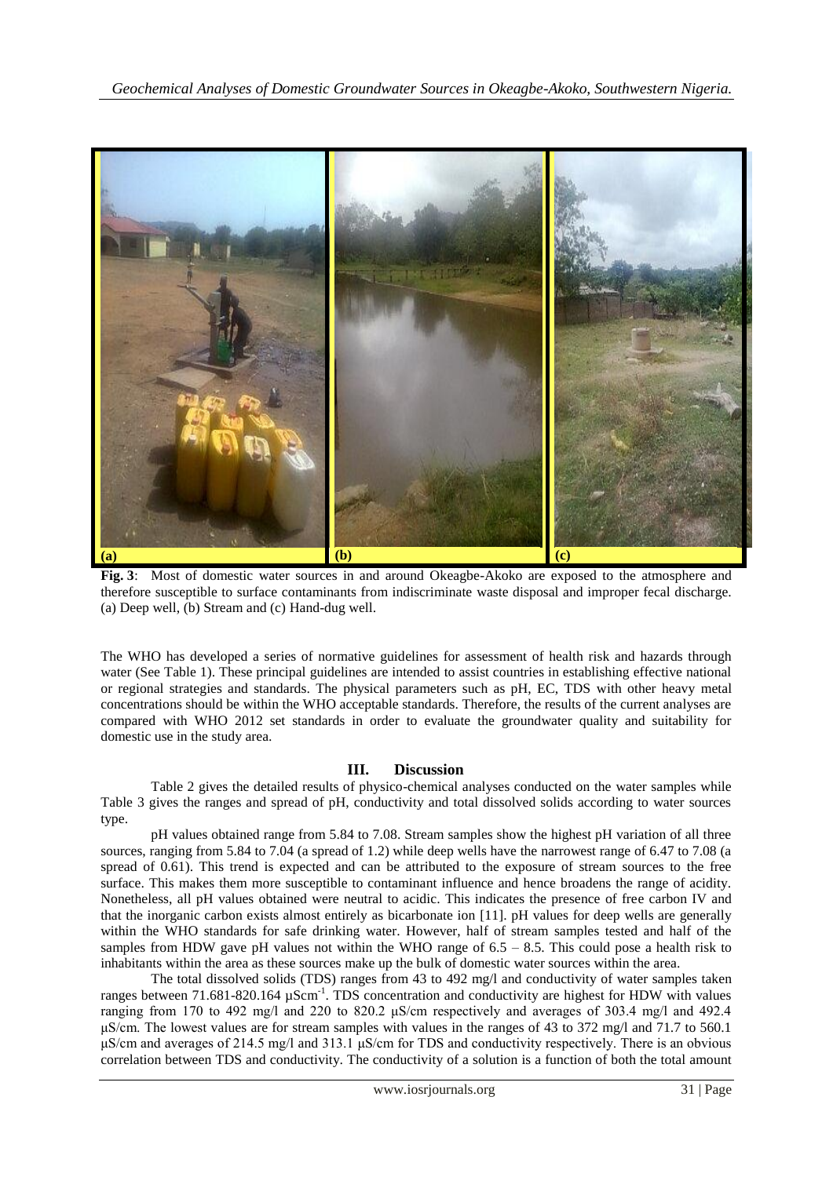**Fig. 3**: Most of domestic water sources in and around Okeagbe-Akoko are exposed to the atmosphere and therefore susceptible to surface contaminants from indiscriminate waste disposal and improper fecal discharge. (a) Deep well, (b) Stream and (c) Hand-dug well.

The WHO has developed a series of normative guidelines for assessment of health risk and hazards through water (See Table 1). These principal guidelines are intended to assist countries in establishing effective national or regional strategies and standards. The physical parameters such as pH, EC, TDS with other heavy metal concentrations should be within the WHO acceptable standards. Therefore, the results of the current analyses are compared with WHO 2012 set standards in order to evaluate the groundwater quality and suitability for domestic use in the study area.

## III. Discussion

Table 2 gives the detailed results of physico-chemical analyses conducted on the water samples while Table 3 gives the ranges and spread of pH, conductivity and total dissolved solids according to water sources type.

pH values obtained range from 5.84 to 7.08. Stream samples show the highest pH variation of all three sources, ranging from 5.84 to 7.04 (a spread of 1.2) while deep wells have the narrowest range of 6.47 to 7.08 (a spread of 0.61). This trend is expected and can be attributed to the exposure of stream sources to the free surface. This makes them more susceptible to contaminant influence and hence broadens the range of acidity. Nonetheless, all pH values obtained were neutral to acidic. This indicates the presence of free carbon IV and that the inorganic carbon exists almost entirely as bicarbonate ion [11]. pH values for deep wells are generally within the WHO standards for safe drinking water. However, half of stream samples tested and half of the samples from HDW gave pH values not within the WHO range of 6.5 – 8.5. This could pose a health risk to inhabitants within the area as these sources make up the bulk of domestic water sources within the area.

The total dissolved solids (TDS) ranges from 43 to 492 mg/l and conductivity of water samples taken ranges between 71.681-820.164 µScm$^{-1}$. TDS concentration and conductivity are highest for HDW with values ranging from 170 to 492 mg/l and 220 to 820.2 µS/cm respectively and averages of 303.4 mg/l and 492.4 µS/cm. The lowest values are for stream samples with values in the ranges of 43 to 372 mg/l and 71.7 to 560.1 µS/cm and averages of 214.5 mg/l and 313.1 µS/cm for TDS and conductivity respectively. There is an obvious correlation between TDS and conductivity. The conductivity of a solution is a function of both the total amount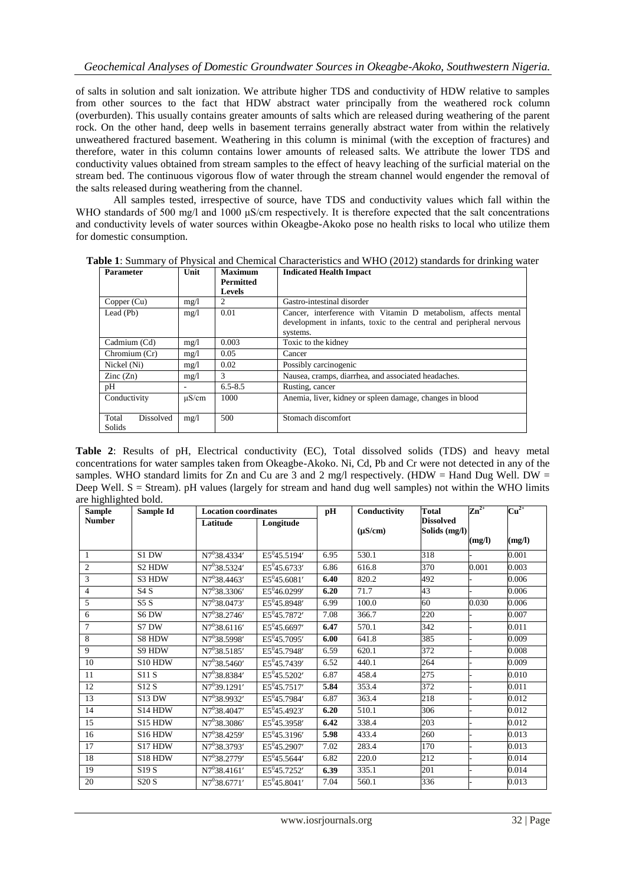of salts in solution and salt ionization. We attribute higher TDS and conductivity of HDW relative to samples from other sources to the fact that HDW abstract water principally from the weathered rock column (overburden). This usually contains greater amounts of salts which are released during weathering of the parent rock. On the other hand, deep wells in basement terrains generally abstract water from within the relatively unweathered fractured basement. Weathering in this column is minimal (with the exception of fractures) and therefore, water in this column contains lower amounts of released salts. We attribute the lower TDS and conductivity values obtained from stream samples to the effect of heavy leaching of the surficial material on the stream bed. The continuous vigorous flow of water through the stream channel would engender the removal of the salts released during weathering from the channel.

All samples tested, irrespective of source, have TDS and conductivity values which fall within the WHO standards of 500 mg/l and 1000 µS/cm respectively. It is therefore expected that the salt concentrations and conductivity levels of water sources within Okeagbe-Akoko pose no health risks to local who utilize them for domestic consumption.

**Table 1**: Summary of Physical and Chemical Characteristics and WHO (2012) standards for drinking water

| Parameter | Unit | Maximum Permitted Levels | Indicated Health Impact |
|---|---|---|---|
| Copper (Cu) | mg/l | 2 | Gastro-intestinal disorder |
| Lead (Pb) | mg/l | 0.01 | Cancer, interference with Vitamin D metabolism, affects mental development in infants, toxic to the central and peripheral nervous systems. |
| Cadmium (Cd) | mg/l | 0.003 | Toxic to the kidney |
| Chromium (Cr) | mg/l | 0.05 | Cancer |
| Nickel (Ni) | mg/l | 0.02 | Possibly carcinogenic |
| Zinc (Zn) | mg/l | 3 | Nausea, cramps, diarrhea, and associated headaches. |
| pH | - | 6.5-8.5 | Rusting, cancer |
| Conductivity | µS/cm | 1000 | Anemia, liver, kidney or spleen damage, changes in blood |
| Total Dissolved Solids | mg/l | 500 | Stomach discomfort |

**Table 2**: Results of pH, Electrical conductivity (EC), Total dissolved solids (TDS) and heavy metal concentrations for water samples taken from Okeagbe-Akoko. Ni, Cd, Pb and Cr were not detected in any of the samples. WHO standard limits for Zn and Cu are 3 and 2 mg/l respectively. (HDW = Hand Dug Well. DW = Deep Well. S = Stream). pH values (largely for stream and hand dug well samples) not within the WHO limits are highlighted bold.

| Sample Number | Sample Id | Location coordinates | | pH | Conductivity | Total Dissolved Solids (mg/l) | $Zn^{2+}$ | $Cu^{2+}$ |
|---|---|---|---|---|---|---|---|---|
| | | Latitude | Longitude | | (µS/cm) | | (mg/l) | (mg/l) |
| 1 | S1 DW | N7°38.4334′ | E5°45.5194′ | 6.95 | 530.1 | 318 | - | 0.001 |
| 2 | S2 HDW | N7°38.5324′ | E5°45.6733′ | 6.86 | 616.8 | 370 | 0.001 | 0.003 |
| 3 | S3 HDW | N7°38.4463′ | E5°45.6081′ | **6.40** | 820.2 | 492 | - | 0.006 |
| 4 | S4 S | N7°38.3306′ | E5°46.0299′ | **6.20** | 71.7 | 43 | - | 0.006 |
| 5 | S5 S | N7°38.0473′ | E5°45.8948′ | 6.99 | 100.0 | 60 | 0.030 | 0.006 |
| 6 | S6 DW | N7°38.2746′ | E5°45.7872′ | 7.08 | 366.7 | 220 | - | 0.007 |
| 7 | S7 DW | N7°38.6116′ | E5°45.6697′ | **6.47** | 570.1 | 342 | - | 0.011 |
| 8 | S8 HDW | N7°38.5998′ | E5°45.7095′ | **6.00** | 641.8 | 385 | - | 0.009 |
| 9 | S9 HDW | N7°38.5185′ | E5°45.7948′ | 6.59 | 620.1 | 372 | - | 0.008 |
| 10 | S10 HDW | N7°38.5460′ | E5°45.7439′ | 6.52 | 440.1 | 264 | - | 0.009 |
| 11 | S11 S | N7°38.8384′ | E5°45.5202′ | 6.87 | 458.4 | 275 | - | 0.010 |
| 12 | S12 S | N7°39.1291′ | E5°45.7517′ | **5.84** | 353.4 | 372 | - | 0.011 |
| 13 | S13 DW | N7°38.9932′ | E5°45.7984′ | 6.87 | 363.4 | 218 | - | 0.012 |
| 14 | S14 HDW | N7°38.4047′ | E5°45.4923′ | **6.20** | 510.1 | 306 | - | 0.012 |
| 15 | S15 HDW | N7°38.3086′ | E5°45.3958′ | **6.42** | 338.4 | 203 | - | 0.012 |
| 16 | S16 HDW | N7°38.4259′ | E5°45.3196′ | **5.98** | 433.4 | 260 | - | 0.013 |
| 17 | S17 HDW | N7°38.3793′ | E5°45.2907′ | 7.02 | 283.4 | 170 | - | 0.013 |
| 18 | S18 HDW | N7°38.2779′ | E5°45.5644′ | 6.82 | 220.0 | 212 | - | 0.014 |
| 19 | S19 S | N7°38.4161′ | E5°45.7252′ | **6.39** | 335.1 | 201 | - | 0.014 |
| 20 | S20 S | N7°38.6771′ | E5°45.8041′ | 7.04 | 560.1 | 336 | - | 0.013 |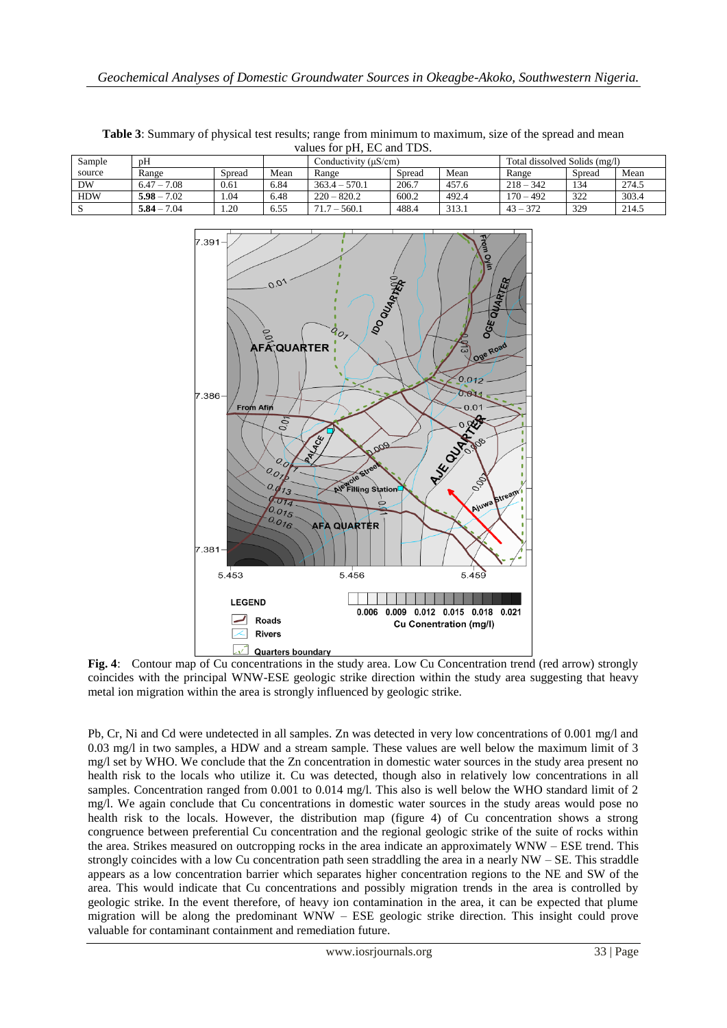**Table 3**: Summary of physical test results; range from minimum to maximum, size of the spread and mean values for pH, EC and TDS.

| Sample source | pH | | | Conductivity (μS/cm) | | | Total dissolved Solids (mg/l) | | |
|---|---|---|---|---|---|---|---|---|---|
| | Range | Spread | Mean | Range | Spread | Mean | Range | Spread | Mean |
| DW | 6.47 – 7.08 | 0.61 | 6.84 | 363.4 – 570.1 | 206.7 | 457.6 | 218 – 342 | 134 | 274.5 |
| HDW | **5.98** – 7.02 | 1.04 | 6.48 | 220 – 820.2 | 600.2 | 492.4 | 170 – 492 | 322 | 303.4 |
| S | **5.84** – 7.04 | 1.20 | 6.55 | 71.7 – 560.1 | 488.4 | 313.1 | 43 – 372 | 329 | 214.5 |

**Fig. 4**: Contour map of Cu concentrations in the study area. Low Cu Concentration trend (red arrow) strongly coincides with the principal WNW-ESE geologic strike direction within the study area suggesting that heavy metal ion migration within the area is strongly influenced by geologic strike.

Pb, Cr, Ni and Cd were undetected in all samples. Zn was detected in very low concentrations of 0.001 mg/l and 0.03 mg/l in two samples, a HDW and a stream sample. These values are well below the maximum limit of 3 mg/l set by WHO. We conclude that the Zn concentration in domestic water sources in the study area present no health risk to the locals who utilize it. Cu was detected, though also in relatively low concentrations in all samples. Concentration ranged from 0.001 to 0.014 mg/l. This also is well below the WHO standard limit of 2 mg/l. We again conclude that Cu concentrations in domestic water sources in the study areas would pose no health risk to the locals. However, the distribution map (figure 4) of Cu concentration shows a strong congruence between preferential Cu concentration and the regional geologic strike of the suite of rocks within the area. Strikes measured on outcropping rocks in the area indicate an approximately WNW – ESE trend. This strongly coincides with a low Cu concentration path seen straddling the area in a nearly NW – SE. This straddle appears as a low concentration barrier which separates higher concentration regions to the NE and SW of the area. This would indicate that Cu concentrations and possibly migration trends in the area is controlled by geologic strike. In the event therefore, of heavy ion contamination in the area, it can be expected that plume migration will be along the predominant WNW – ESE geologic strike direction. This insight could prove valuable for contaminant containment and remediation future.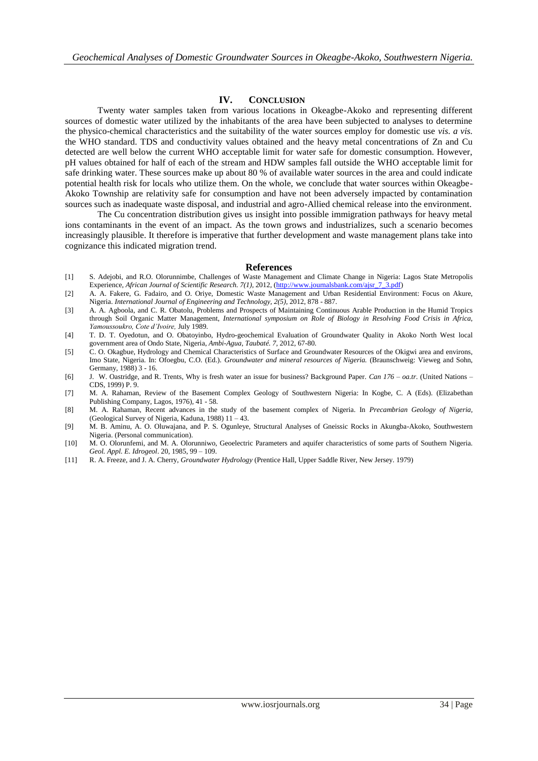## IV. CONCLUSION

Twenty water samples taken from various locations in Okeagbe-Akoko and representing different sources of domestic water utilized by the inhabitants of the area have been subjected to analyses to determine the physico-chemical characteristics and the suitability of the water sources employ for domestic use *vis. a vis.* the WHO standard. TDS and conductivity values obtained and the heavy metal concentrations of Zn and Cu detected are well below the current WHO acceptable limit for water safe for domestic consumption. However, pH values obtained for half of each of the stream and HDW samples fall outside the WHO acceptable limit for safe drinking water. These sources make up about 80 % of available water sources in the area and could indicate potential health risk for locals who utilize them. On the whole, we conclude that water sources within Okeagbe-Akoko Township are relativity safe for consumption and have not been adversely impacted by contamination sources such as inadequate waste disposal, and industrial and agro-Allied chemical release into the environment.

The Cu concentration distribution gives us insight into possible immigration pathways for heavy metal ions contaminants in the event of an impact. As the town grows and industrializes, such a scenario becomes increasingly plausible. It therefore is imperative that further development and waste management plans take into cognizance this indicated migration trend.

## References

[1] S. Adejobi, and R.O. Olorunnimbe, Challenges of Waste Management and Climate Change in Nigeria: Lagos State Metropolis Experience, *African Journal of Scientific Research. 7(1)*, 2012, (http://www.journalsbank.com/ajsr_7_3.pdf)

[2] A. A. Fakere, G. Fadairo, and O. Oriye, Domestic Waste Management and Urban Residential Environment: Focus on Akure, Nigeria. *International Journal of Engineering and Technology, 2(5)*, 2012, 878 - 887.

[3] A. A. Agboola, and C. R. Obatolu, Problems and Prospects of Maintaining Continuous Arable Production in the Humid Tropics through Soil Organic Matter Management, *International symposium on Role of Biology in Resolving Food Crisis in Africa, Yamoussoukro, Cote d'Ivoire,* July 1989.

[4] T. D. T. Oyedotun, and O. Obatoyinbo, Hydro-geochemical Evaluation of Groundwater Quality in Akoko North West local government area of Ondo State, Nigeria, *Ambi-Agua, Taubaté. 7*, 2012, 67-80.

[5] C. O. Okagbue, Hydrology and Chemical Characteristics of Surface and Groundwater Resources of the Okigwi area and environs, Imo State, Nigeria. In: Ofoegbu, C.O. (Ed.). *Groundwater and mineral resources of Nigeria.* (Braunschweig: Vieweg and Sohn, Germany, 1988) 3 - 16.

[6] J. W. Oastridge, and R. Trents, Why is fresh water an issue for business? Background Paper. *Can 176 – oa.tr.* (United Nations – CDS, 1999) P. 9.

[7] M. A. Rahaman, Review of the Basement Complex Geology of Southwestern Nigeria: In Kogbe, C. A (Eds). (Elizabethan Publishing Company, Lagos, 1976), 41 - 58.

[8] M. A. Rahaman, Recent advances in the study of the basement complex of Nigeria. In *Precambrian Geology of Nigeria,* (Geological Survey of Nigeria, Kaduna, 1988) 11 – 43.

[9] M. B. Aminu, A. O. Oluwajana, and P. S. Ogunleye, Structural Analyses of Gneissic Rocks in Akungba-Akoko, Southwestern Nigeria. (Personal communication).

[10] M. O. Olorunfemi, and M. A. Olorunniwo, Geoelectric Parameters and aquifer characteristics of some parts of Southern Nigeria. *Geol. Appl. E. Idrogeol*. 20, 1985, 99 – 109.

[11] R. A. Freeze, and J. A. Cherry, *Groundwater Hydrology* (Prentice Hall, Upper Saddle River, New Jersey. 1979)